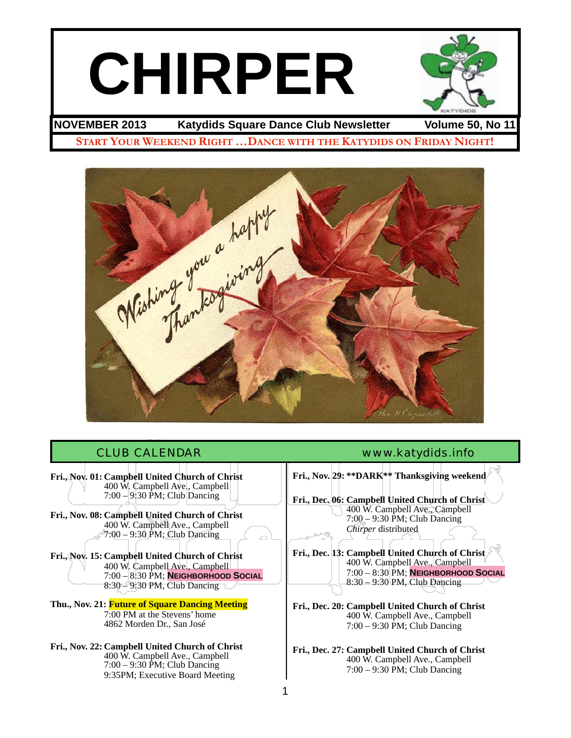# CHIRPER

**NOVEMBER 2013** **Katydids Square Dance Club Newsletter** **Volume 50, No 11**

START YOUR WEEKEND RIGHT …DANCE WITH THE KATYDIDS ON FRIDAY NIGHT!

## CLUB CALENDAR

www.katydids.info

**Fri., Nov. 01: Campbell United Church of Christ**
400 W. Campbell Ave., Campbell
7:00 – 9:30 PM; Club Dancing

**Fri., Nov. 08: Campbell United Church of Christ**
400 W. Campbell Ave., Campbell
7:00 – 9:30 PM; Club Dancing

**Fri., Nov. 15: Campbell United Church of Christ**
400 W. Campbell Ave., Campbell
7:00 – 8:30 PM; **NEIGHBORHOOD SOCIAL**
8:30 – 9:30 PM, Club Dancing

**Thu., Nov. 21: Future of Square Dancing Meeting**
7:00 PM at the Stevens' home
4862 Morden Dr., San José

**Fri., Nov. 22: Campbell United Church of Christ**
400 W. Campbell Ave., Campbell
7:00 – 9:30 PM; Club Dancing
9:35PM; Executive Board Meeting

**Fri., Nov. 29: \*\*DARK\*\* Thanksgiving weekend**

**Fri., Dec. 06: Campbell United Church of Christ**
400 W. Campbell Ave., Campbell
7:00 – 9:30 PM; Club Dancing
*Chirper* distributed

**Fri., Dec. 13: Campbell United Church of Christ**
400 W. Campbell Ave., Campbell
7:00 – 8:30 PM; **NEIGHBORHOOD SOCIAL**
8:30 – 9:30 PM, Club Dancing

**Fri., Dec. 20: Campbell United Church of Christ**
400 W. Campbell Ave., Campbell
7:00 – 9:30 PM; Club Dancing

**Fri., Dec. 27: Campbell United Church of Christ**
400 W. Campbell Ave., Campbell
7:00 – 9:30 PM; Club Dancing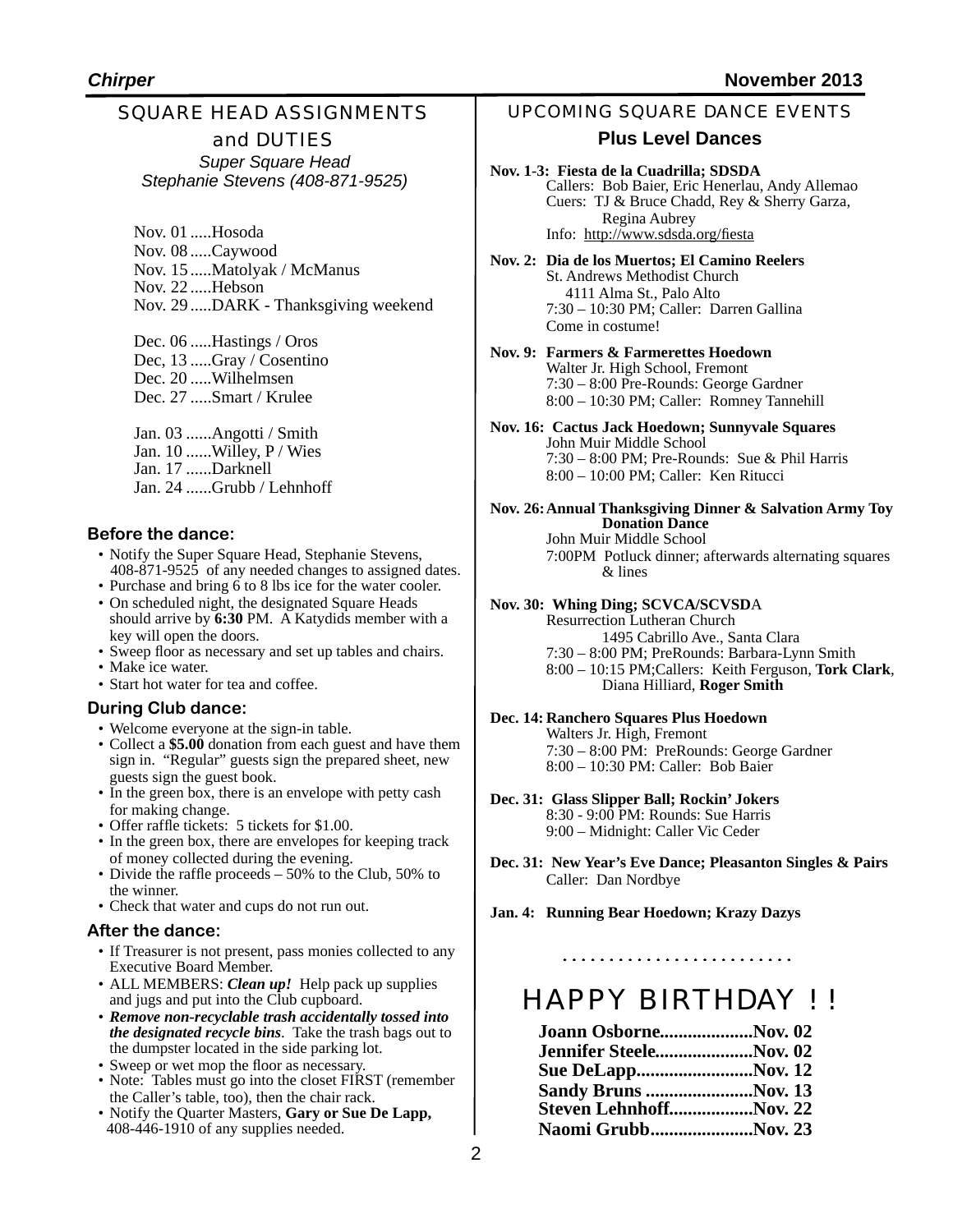## SQUARE HEAD ASSIGNMENTS and DUTIES

*Super Square Head*
*Stephanie Stevens (408-871-9525)*

Nov. 01 .....Hosoda
Nov. 08 .....Caywood
Nov. 15 .....Matolyak / McManus
Nov. 22 .....Hebson
Nov. 29 .....DARK - Thanksgiving weekend

Dec. 06 .....Hastings / Oros
Dec, 13 .....Gray / Cosentino
Dec. 20 .....Wilhelmsen
Dec. 27 .....Smart / Krulee

Jan. 03 ......Angotti / Smith
Jan. 10 ......Willey, P / Wies
Jan. 17 ......Darknell
Jan. 24 ......Grubb / Lehnhoff

### Before the dance:

- Notify the Super Square Head, Stephanie Stevens, 408-871-9525 of any needed changes to assigned dates.
- Purchase and bring 6 to 8 lbs ice for the water cooler.
- On scheduled night, the designated Square Heads should arrive by **6:30** PM. A Katydids member with a key will open the doors.
- Sweep floor as necessary and set up tables and chairs.
- Make ice water.
- Start hot water for tea and coffee.

### During Club dance:

- Welcome everyone at the sign-in table.
- Collect a **$5.00** donation from each guest and have them sign in. "Regular" guests sign the prepared sheet, new guests sign the guest book.
- In the green box, there is an envelope with petty cash for making change.
- Offer raffle tickets: 5 tickets for $1.00.
- In the green box, there are envelopes for keeping track of money collected during the evening.
- Divide the raffle proceeds – 50% to the Club, 50% to the winner.
- Check that water and cups do not run out.

### After the dance:

- If Treasurer is not present, pass monies collected to any Executive Board Member.
- ALL MEMBERS: ***Clean up!*** Help pack up supplies and jugs and put into the Club cupboard.
- ***Remove non-recyclable trash accidentally tossed into the designated recycle bins***. Take the trash bags out to the dumpster located in the side parking lot.
- Sweep or wet mop the floor as necessary.
- Note: Tables must go into the closet FIRST (remember the Caller's table, too), then the chair rack.
- Notify the Quarter Masters, **Gary or Sue De Lapp,** 408-446-1910 of any supplies needed.

## UPCOMING SQUARE DANCE EVENTS

### Plus Level Dances

**Nov. 1-3: Fiesta de la Cuadrilla; SDSDA**
Callers: Bob Baier, Eric Henerlau, Andy Allemao
Cuers: TJ & Bruce Chadd, Rey & Sherry Garza, Regina Aubrey
Info: http://www.sdsda.org/fiesta

**Nov. 2: Dia de los Muertos; El Camino Reelers**
St. Andrews Methodist Church
4111 Alma St., Palo Alto
7:30 – 10:30 PM; Caller: Darren Gallina
Come in costume!

**Nov. 9: Farmers & Farmerettes Hoedown**
Walter Jr. High School, Fremont
7:30 – 8:00 Pre-Rounds: George Gardner
8:00 – 10:30 PM; Caller: Romney Tannehill

**Nov. 16: Cactus Jack Hoedown; Sunnyvale Squares**
John Muir Middle School
7:30 – 8:00 PM; Pre-Rounds: Sue & Phil Harris
8:00 – 10:00 PM; Caller: Ken Ritucci

**Nov. 26: Annual Thanksgiving Dinner & Salvation Army Toy Donation Dance**
John Muir Middle School
7:00PM Potluck dinner; afterwards alternating squares & lines

**Nov. 30: Whing Ding; SCVCA/SCVSDA**
Resurrection Lutheran Church
1495 Cabrillo Ave., Santa Clara
7:30 – 8:00 PM; PreRounds: Barbara-Lynn Smith
8:00 – 10:15 PM;Callers: Keith Ferguson, **Tork Clark**, Diana Hilliard, **Roger Smith**

**Dec. 14: Ranchero Squares Plus Hoedown**
Walters Jr. High, Fremont
7:30 – 8:00 PM: PreRounds: George Gardner
8:00 – 10:30 PM: Caller: Bob Baier

**Dec. 31: Glass Slipper Ball; Rockin' Jokers**
8:30 - 9:00 PM: Rounds: Sue Harris
9:00 – Midnight: Caller Vic Ceder

**Dec. 31: New Year's Eve Dance; Pleasanton Singles & Pairs**
Caller: Dan Nordbye

**Jan. 4: Running Bear Hoedown; Krazy Dazys**

. . . . . . . . . . . . . . . . . . . . . . . .

## HAPPY BIRTHDAY ! !

**Joann Osborne....................Nov. 02**
**Jennifer Steele.....................Nov. 02**
**Sue DeLapp.........................Nov. 12**
**Sandy Bruns .......................Nov. 13**
**Steven Lehnhoff..................Nov. 22**
**Naomi Grubb......................Nov. 23**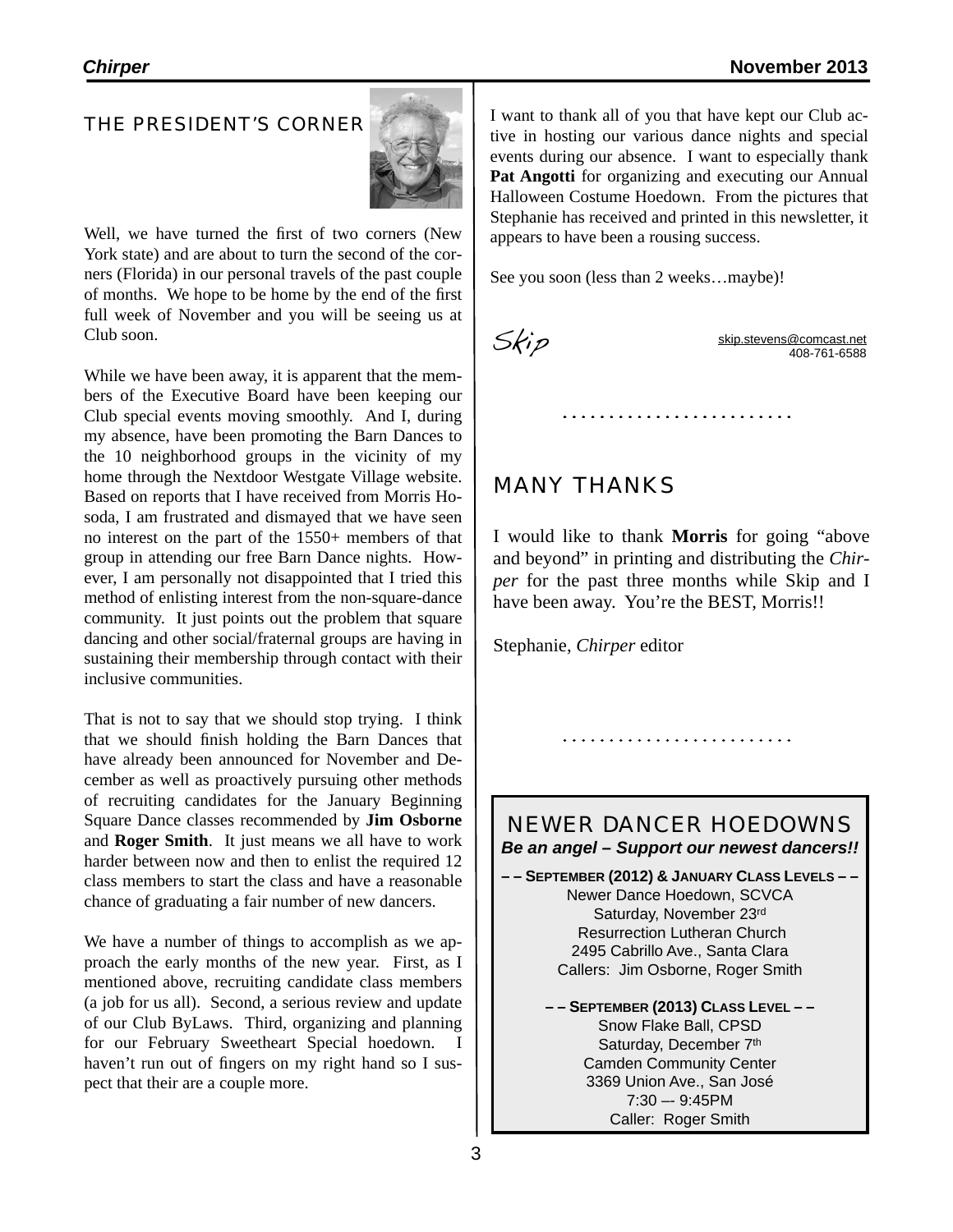## THE PRESIDENT'S CORNER

Well, we have turned the first of two corners (New York state) and are about to turn the second of the corners (Florida) in our personal travels of the past couple of months. We hope to be home by the end of the first full week of November and you will be seeing us at Club soon.

While we have been away, it is apparent that the members of the Executive Board have been keeping our Club special events moving smoothly. And I, during my absence, have been promoting the Barn Dances to the 10 neighborhood groups in the vicinity of my home through the Nextdoor Westgate Village website. Based on reports that I have received from Morris Hosoda, I am frustrated and dismayed that we have seen no interest on the part of the 1550+ members of that group in attending our free Barn Dance nights. However, I am personally not disappointed that I tried this method of enlisting interest from the non-square-dance community. It just points out the problem that square dancing and other social/fraternal groups are having in sustaining their membership through contact with their inclusive communities.

That is not to say that we should stop trying. I think that we should finish holding the Barn Dances that have already been announced for November and December as well as proactively pursuing other methods of recruiting candidates for the January Beginning Square Dance classes recommended by **Jim Osborne** and **Roger Smith**. It just means we all have to work harder between now and then to enlist the required 12 class members to start the class and have a reasonable chance of graduating a fair number of new dancers.

We have a number of things to accomplish as we approach the early months of the new year. First, as I mentioned above, recruiting candidate class members (a job for us all). Second, a serious review and update of our Club ByLaws. Third, organizing and planning for our February Sweetheart Special hoedown. I haven't run out of fingers on my right hand so I suspect that their are a couple more.

I want to thank all of you that have kept our Club active in hosting our various dance nights and special events during our absence. I want to especially thank **Pat Angotti** for organizing and executing our Annual Halloween Costume Hoedown. From the pictures that Stephanie has received and printed in this newsletter, it appears to have been a rousing success.

See you soon (less than 2 weeks…maybe)!

*Skip*

skip.stevens@comcast.net
408-761-6588

. . . . . . . . . . . . . . . . . . . . . . . . .

## MANY THANKS

I would like to thank **Morris** for going "above and beyond" in printing and distributing the *Chirper* for the past three months while Skip and I have been away. You're the BEST, Morris!!

Stephanie, *Chirper* editor

. . . . . . . . . . . . . . . . . . . . . . . . .

## NEWER DANCER HOEDOWNS

***Be an angel – Support our newest dancers!!***

**– – SEPTEMBER (2012) & JANUARY CLASS LEVELS – –**
Newer Dance Hoedown, SCVCA
Saturday, November 23rd
Resurrection Lutheran Church
2495 Cabrillo Ave., Santa Clara
Callers: Jim Osborne, Roger Smith

**– – SEPTEMBER (2013) CLASS LEVEL – –**
Snow Flake Ball, CPSD
Saturday, December 7th
Camden Community Center
3369 Union Ave., San José
7:30 –- 9:45PM
Caller: Roger Smith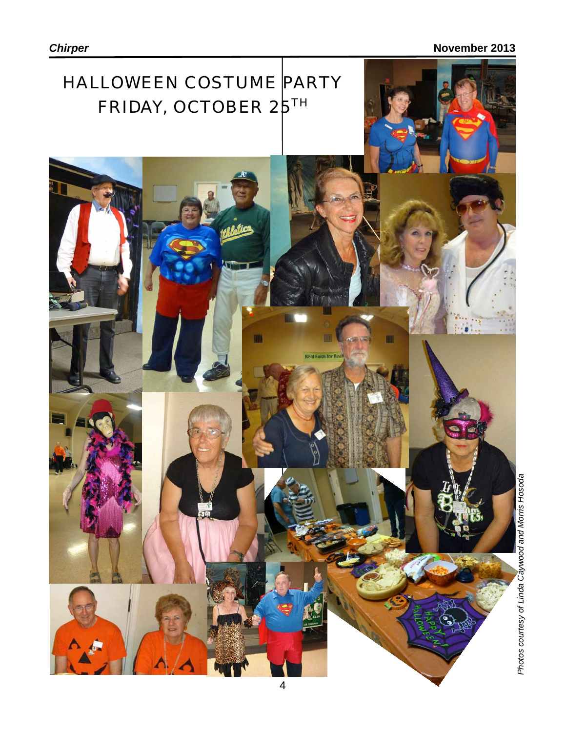# HALLOWEEN COSTUME PARTY FRIDAY, OCTOBER 25TH

*Photos courtesy of Linda Caywood and Morris Hosoda*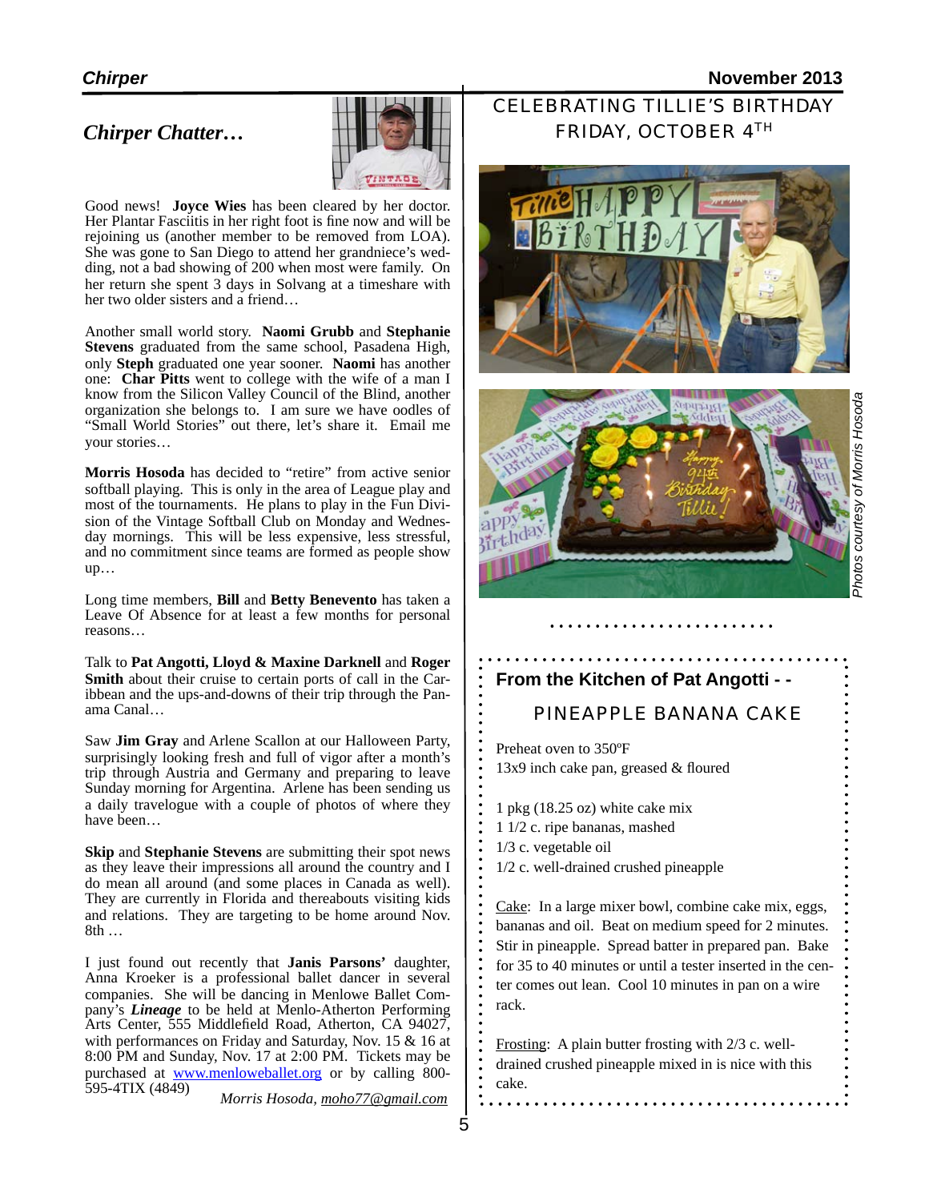## *Chirper Chatter…*

Good news! **Joyce Wies** has been cleared by her doctor. Her Plantar Fasciitis in her right foot is fine now and will be rejoining us (another member to be removed from LOA). She was gone to San Diego to attend her grandniece's wedding, not a bad showing of 200 when most were family. On her return she spent 3 days in Solvang at a timeshare with her two older sisters and a friend…

Another small world story. **Naomi Grubb** and **Stephanie Stevens** graduated from the same school, Pasadena High, only **Steph** graduated one year sooner. **Naomi** has another one: **Char Pitts** went to college with the wife of a man I know from the Silicon Valley Council of the Blind, another organization she belongs to. I am sure we have oodles of "Small World Stories" out there, let's share it. Email me your stories…

**Morris Hosoda** has decided to "retire" from active senior softball playing. This is only in the area of League play and most of the tournaments. He plans to play in the Fun Division of the Vintage Softball Club on Monday and Wednesday mornings. This will be less expensive, less stressful, and no commitment since teams are formed as people show up…

Long time members, **Bill** and **Betty Benevento** has taken a Leave Of Absence for at least a few months for personal reasons…

Talk to **Pat Angotti, Lloyd & Maxine Darknell** and **Roger Smith** about their cruise to certain ports of call in the Caribbean and the ups-and-downs of their trip through the Panama Canal…

Saw **Jim Gray** and Arlene Scallon at our Halloween Party, surprisingly looking fresh and full of vigor after a month's trip through Austria and Germany and preparing to leave Sunday morning for Argentina. Arlene has been sending us a daily travelogue with a couple of photos of where they have been…

**Skip** and **Stephanie Stevens** are submitting their spot news as they leave their impressions all around the country and I do mean all around (and some places in Canada as well). They are currently in Florida and thereabouts visiting kids and relations. They are targeting to be home around Nov. 8th …

I just found out recently that **Janis Parsons'** daughter, Anna Kroeker is a professional ballet dancer in several companies. She will be dancing in Menlowe Ballet Company's ***Lineage*** to be held at Menlo-Atherton Performing Arts Center, 555 Middlefield Road, Atherton, CA 94027, with performances on Friday and Saturday, Nov. 15 & 16 at 8:00 PM and Sunday, Nov. 17 at 2:00 PM. Tickets may be purchased at www.menloweballet.org or by calling 800-595-4TIX (4849)

*Morris Hosoda, moho77@gmail.com*

## CELEBRATING TILLIE'S BIRTHDAY FRIDAY, OCTOBER 4TH

*Photos courtesy of Morris Hosoda*

### From the Kitchen of Pat Angotti - -

### PINEAPPLE BANANA CAKE

Preheat oven to 350ºF
13x9 inch cake pan, greased & floured

1 pkg (18.25 oz) white cake mix
1 1/2 c. ripe bananas, mashed
1/3 c. vegetable oil
1/2 c. well-drained crushed pineapple

Cake: In a large mixer bowl, combine cake mix, eggs, bananas and oil. Beat on medium speed for 2 minutes. Stir in pineapple. Spread batter in prepared pan. Bake for 35 to 40 minutes or until a tester inserted in the center comes out lean. Cool 10 minutes in pan on a wire rack.

Frosting: A plain butter frosting with 2/3 c. well-drained crushed pineapple mixed in is nice with this cake.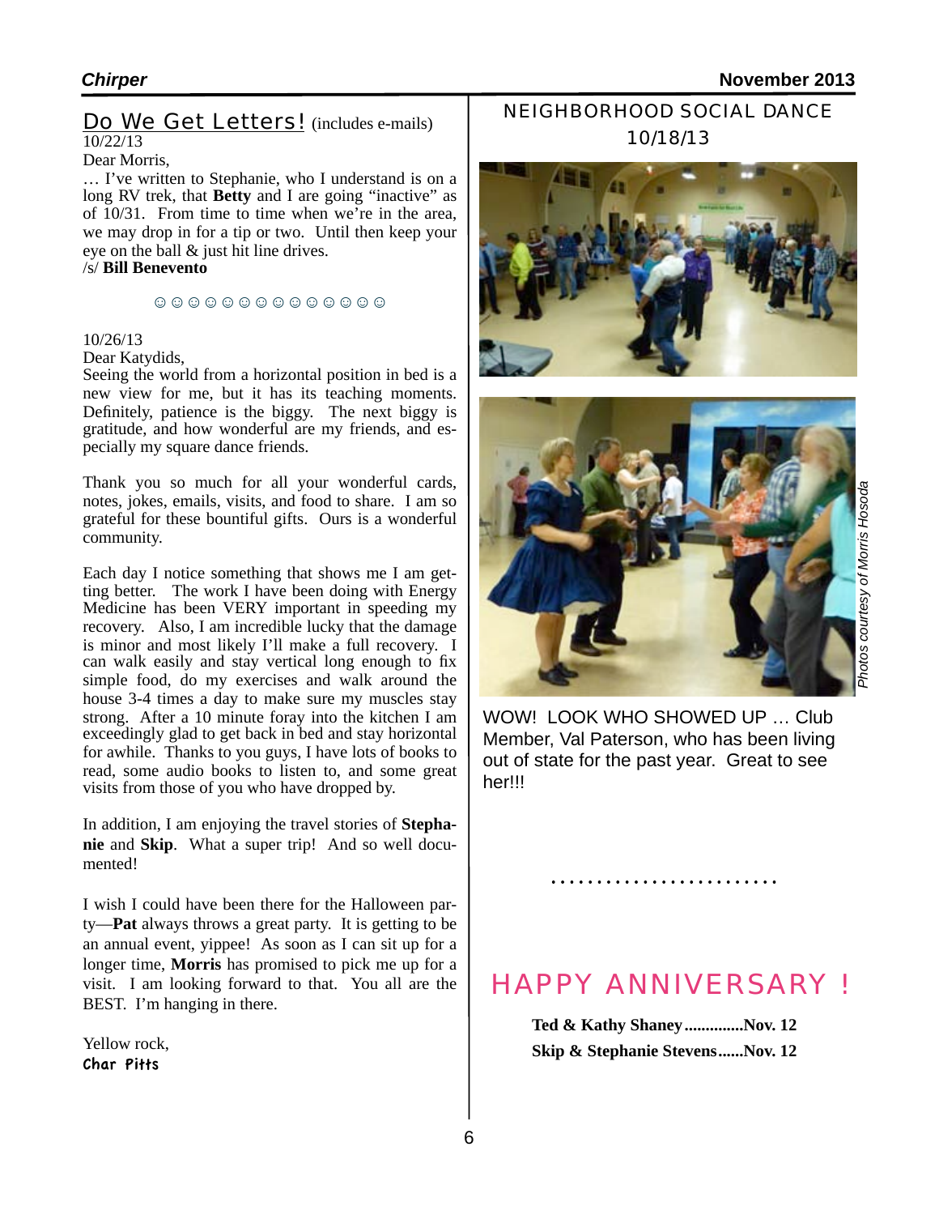## Do We Get Letters! (includes e-mails)

10/22/13

Dear Morris,

… I've written to Stephanie, who I understand is on a long RV trek, that **Betty** and I are going "inactive" as of 10/31. From time to time when we're in the area, we may drop in for a tip or two. Until then keep your eye on the ball & just hit line drives.

/s/ **Bill Benevento**

☺ ☺ ☺ ☺ ☺ ☺ ☺ ☺ ☺ ☺ ☺ ☺ ☺ ☺

10/26/13

Dear Katydids,

Seeing the world from a horizontal position in bed is a new view for me, but it has its teaching moments. Definitely, patience is the biggy. The next biggy is gratitude, and how wonderful are my friends, and especially my square dance friends.

Thank you so much for all your wonderful cards, notes, jokes, emails, visits, and food to share. I am so grateful for these bountiful gifts. Ours is a wonderful community.

Each day I notice something that shows me I am getting better. The work I have been doing with Energy Medicine has been VERY important in speeding my recovery. Also, I am incredible lucky that the damage is minor and most likely I'll make a full recovery. I can walk easily and stay vertical long enough to fix simple food, do my exercises and walk around the house 3-4 times a day to make sure my muscles stay strong. After a 10 minute foray into the kitchen I am exceedingly glad to get back in bed and stay horizontal for awhile. Thanks to you guys, I have lots of books to read, some audio books to listen to, and some great visits from those of you who have dropped by.

In addition, I am enjoying the travel stories of **Stephanie** and **Skip**. What a super trip! And so well documented!

I wish I could have been there for the Halloween party—**Pat** always throws a great party. It is getting to be an annual event, yippee! As soon as I can sit up for a longer time, **Morris** has promised to pick me up for a visit. I am looking forward to that. You all are the BEST. I'm hanging in there.

Yellow rock,

**Char Pitts**

## NEIGHBORHOOD SOCIAL DANCE 10/18/13

*Photos courtesy of Morris Hosoda*

WOW! LOOK WHO SHOWED UP … Club Member, Val Paterson, who has been living out of state for the past year. Great to see her!!!

## HAPPY ANNIVERSARY !

**Ted & Kathy Shaney..............Nov. 12**

**Skip & Stephanie Stevens......Nov. 12**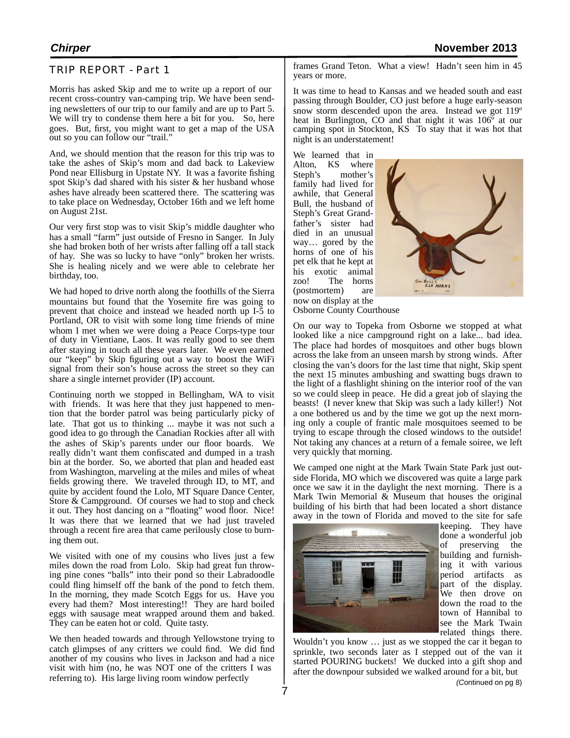## TRIP REPORT - Part 1

Morris has asked Skip and me to write up a report of our recent cross-country van-camping trip. We have been sending newsletters of our trip to our family and are up to Part 5. We will try to condense them here a bit for you. So, here goes. But, first, you might want to get a map of the USA out so you can follow our "trail."

And, we should mention that the reason for this trip was to take the ashes of Skip's mom and dad back to Lakeview Pond near Ellisburg in Upstate NY. It was a favorite fishing spot Skip's dad shared with his sister & her husband whose ashes have already been scattered there. The scattering was to take place on Wednesday, October 16th and we left home on August 21st.

Our very first stop was to visit Skip's middle daughter who has a small "farm" just outside of Fresno in Sanger. In July she had broken both of her wrists after falling off a tall stack of hay. She was so lucky to have "only" broken her wrists. She is healing nicely and we were able to celebrate her birthday, too.

We had hoped to drive north along the foothills of the Sierra mountains but found that the Yosemite fire was going to prevent that choice and instead we headed north up I-5 to Portland, OR to visit with some long time friends of mine whom I met when we were doing a Peace Corps-type tour of duty in Vientiane, Laos. It was really good to see them after staying in touch all these years later. We even earned our "keep" by Skip figuring out a way to boost the WiFi signal from their son's house across the street so they can share a single internet provider (IP) account.

Continuing north we stopped in Bellingham, WA to visit with friends. It was here that they just happened to mention that the border patrol was being particularly picky of late. That got us to thinking ... maybe it was not such a good idea to go through the Canadian Rockies after all with the ashes of Skip's parents under our floor boards. We really didn't want them confiscated and dumped in a trash bin at the border. So, we aborted that plan and headed east from Washington, marveling at the miles and miles of wheat fields growing there. We traveled through ID, to MT, and quite by accident found the Lolo, MT Square Dance Center, Store & Campground. Of courses we had to stop and check it out. They host dancing on a "floating" wood floor. Nice! It was there that we learned that we had just traveled through a recent fire area that came perilously close to burning them out.

We visited with one of my cousins who lives just a few miles down the road from Lolo. Skip had great fun throwing pine cones "balls" into their pond so their Labradoodle could fling himself off the bank of the pond to fetch them. In the morning, they made Scotch Eggs for us. Have you every had them? Most interesting!! They are hard boiled eggs with sausage meat wrapped around them and baked. They can be eaten hot or cold. Quite tasty.

We then headed towards and through Yellowstone trying to catch glimpses of any critters we could find. We did find another of my cousins who lives in Jackson and had a nice visit with him (no, he was NOT one of the critters I was referring to). His large living room window perfectly frames Grand Teton. What a view! Hadn't seen him in 45 years or more.

It was time to head to Kansas and we headed south and east passing through Boulder, CO just before a huge early-season snow storm descended upon the area. Instead we got 119º heat in Burlington, CO and that night it was 106º at our camping spot in Stockton, KS To stay that it was hot that night is an understatement!

We learned that in Alton, KS where Steph's mother's family had lived for awhile, that General Bull, the husband of Steph's Great Grandfather's sister had died in an unusual way… gored by the horns of one of his pet elk that he kept at his exotic animal zoo! The horns (postmortem) are now on display at the Osborne County Courthouse

On our way to Topeka from Osborne we stopped at what looked like a nice campground right on a lake... bad idea. The place had hordes of mosquitoes and other bugs blown across the lake from an unseen marsh by strong winds. After closing the van's doors for the last time that night, Skip spent the next 15 minutes ambushing and swatting bugs drawn to the light of a flashlight shining on the interior roof of the van so we could sleep in peace. He did a great job of slaying the beasts! (I never knew that Skip was such a lady killer!) Not a one bothered us and by the time we got up the next morning only a couple of frantic male mosquitoes seemed to be trying to escape through the closed windows to the outside! Not taking any chances at a return of a female soiree, we left very quickly that morning.

We camped one night at the Mark Twain State Park just outside Florida, MO which we discovered was quite a large park once we saw it in the daylight the next morning. There is a Mark Twin Memorial & Museum that houses the original building of his birth that had been located a short distance away in the town of Florida and moved to the site for safe keeping. They have done a wonderful job of preserving the building and furnishing it with various period artifacts as part of the display. We then drove on down the road to the town of Hannibal to see the Mark Twain related things there. Wouldn't you know … just as we stopped the car it began to sprinkle, two seconds later as I stepped out of the van it started POURING buckets! We ducked into a gift shop and after the downpour subsided we walked around for a bit, but

*(Continued on pg 8)*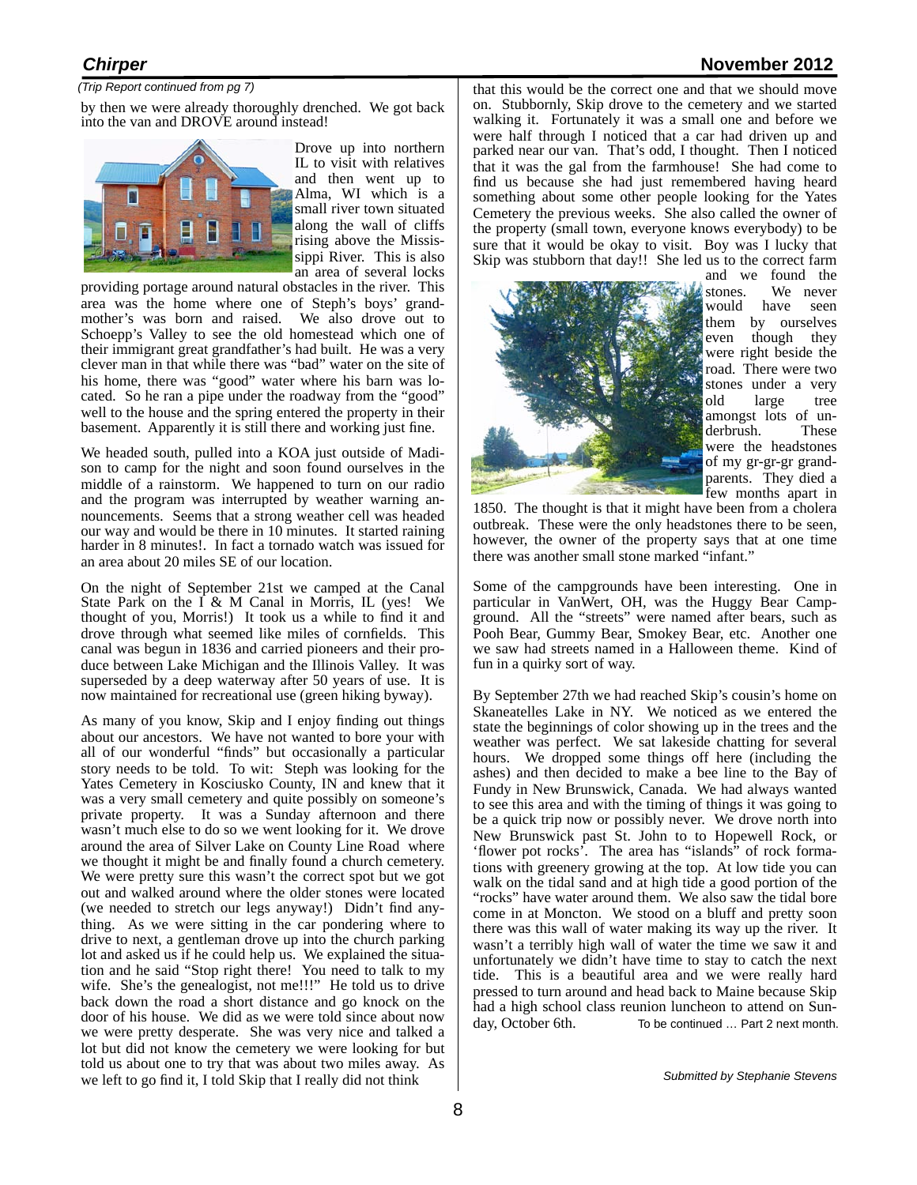*(Trip Report continued from pg 7)*

by then we were already thoroughly drenched. We got back into the van and DROVE around instead!

Drove up into northern IL to visit with relatives and then went up to Alma, WI which is a small river town situated along the wall of cliffs rising above the Mississippi River. This is also an area of several locks providing portage around natural obstacles in the river. This area was the home where one of Steph's boys' grandmother's was born and raised. We also drove out to Schoepp's Valley to see the old homestead which one of their immigrant great grandfather's had built. He was a very clever man in that while there was "bad" water on the site of his home, there was "good" water where his barn was located. So he ran a pipe under the roadway from the "good" well to the house and the spring entered the property in their basement. Apparently it is still there and working just fine.

We headed south, pulled into a KOA just outside of Madison to camp for the night and soon found ourselves in the middle of a rainstorm. We happened to turn on our radio and the program was interrupted by weather warning announcements. Seems that a strong weather cell was headed our way and would be there in 10 minutes. It started raining harder in 8 minutes!. In fact a tornado watch was issued for an area about 20 miles SE of our location.

On the night of September 21st we camped at the Canal State Park on the I & M Canal in Morris, IL (yes! We thought of you, Morris!) It took us a while to find it and drove through what seemed like miles of cornfields. This canal was begun in 1836 and carried pioneers and their produce between Lake Michigan and the Illinois Valley. It was superseded by a deep waterway after 50 years of use. It is now maintained for recreational use (green hiking byway).

As many of you know, Skip and I enjoy finding out things about our ancestors. We have not wanted to bore your with all of our wonderful "finds" but occasionally a particular story needs to be told. To wit: Steph was looking for the Yates Cemetery in Kosciusko County, IN and knew that it was a very small cemetery and quite possibly on someone's private property. It was a Sunday afternoon and there wasn't much else to do so we went looking for it. We drove around the area of Silver Lake on County Line Road where we thought it might be and finally found a church cemetery. We were pretty sure this wasn't the correct spot but we got out and walked around where the older stones were located (we needed to stretch our legs anyway!) Didn't find anything. As we were sitting in the car pondering where to drive to next, a gentleman drove up into the church parking lot and asked us if he could help us. We explained the situation and he said "Stop right there! You need to talk to my wife. She's the genealogist, not me!!!" He told us to drive back down the road a short distance and go knock on the door of his house. We did as we were told since about now we were pretty desperate. She was very nice and talked a lot but did not know the cemetery we were looking for but told us about one to try that was about two miles away. As we left to go find it, I told Skip that I really did not think that this would be the correct one and that we should move on. Stubbornly, Skip drove to the cemetery and we started walking it. Fortunately it was a small one and before we were half through I noticed that a car had driven up and parked near our van. That's odd, I thought. Then I noticed that it was the gal from the farmhouse! She had come to find us because she had just remembered having heard something about some other people looking for the Yates Cemetery the previous weeks. She also called the owner of the property (small town, everyone knows everybody) to be sure that it would be okay to visit. Boy was I lucky that Skip was stubborn that day!! She led us to the correct farm and we found the stones. We never would have seen them by ourselves even though they were right beside the road. There were two stones under a very old large tree amongst lots of underbrush. These were the headstones of my gr-gr-gr grandparents. They died a few months apart in 1850. The thought is that it might have been from a cholera outbreak. These were the only headstones there to be seen, however, the owner of the property says that at one time there was another small stone marked "infant."

Some of the campgrounds have been interesting. One in particular in VanWert, OH, was the Huggy Bear Campground. All the "streets" were named after bears, such as Pooh Bear, Gummy Bear, Smokey Bear, etc. Another one we saw had streets named in a Halloween theme. Kind of fun in a quirky sort of way.

By September 27th we had reached Skip's cousin's home on Skaneateles Lake in NY. We noticed as we entered the state the beginnings of color showing up in the trees and the weather was perfect. We sat lakeside chatting for several hours. We dropped some things off here (including the ashes) and then decided to make a bee line to the Bay of Fundy in New Brunswick, Canada. We had always wanted to see this area and with the timing of things it was going to be a quick trip now or possibly never. We drove north into New Brunswick past St. John to to Hopewell Rock, or 'flower pot rocks'. The area has "islands" of rock formations with greenery growing at the top. At low tide you can walk on the tidal sand and at high tide a good portion of the "rocks" have water around them. We also saw the tidal bore come in at Moncton. We stood on a bluff and pretty soon there was this wall of water making its way up the river. It wasn't a terribly high wall of water the time we saw it and unfortunately we didn't have time to stay to catch the next tide. This is a beautiful area and we were really hard pressed to turn around and head back to Maine because Skip had a high school class reunion luncheon to attend on Sunday, October 6th. To be continued … Part 2 next month.

*Submitted by Stephanie Stevens*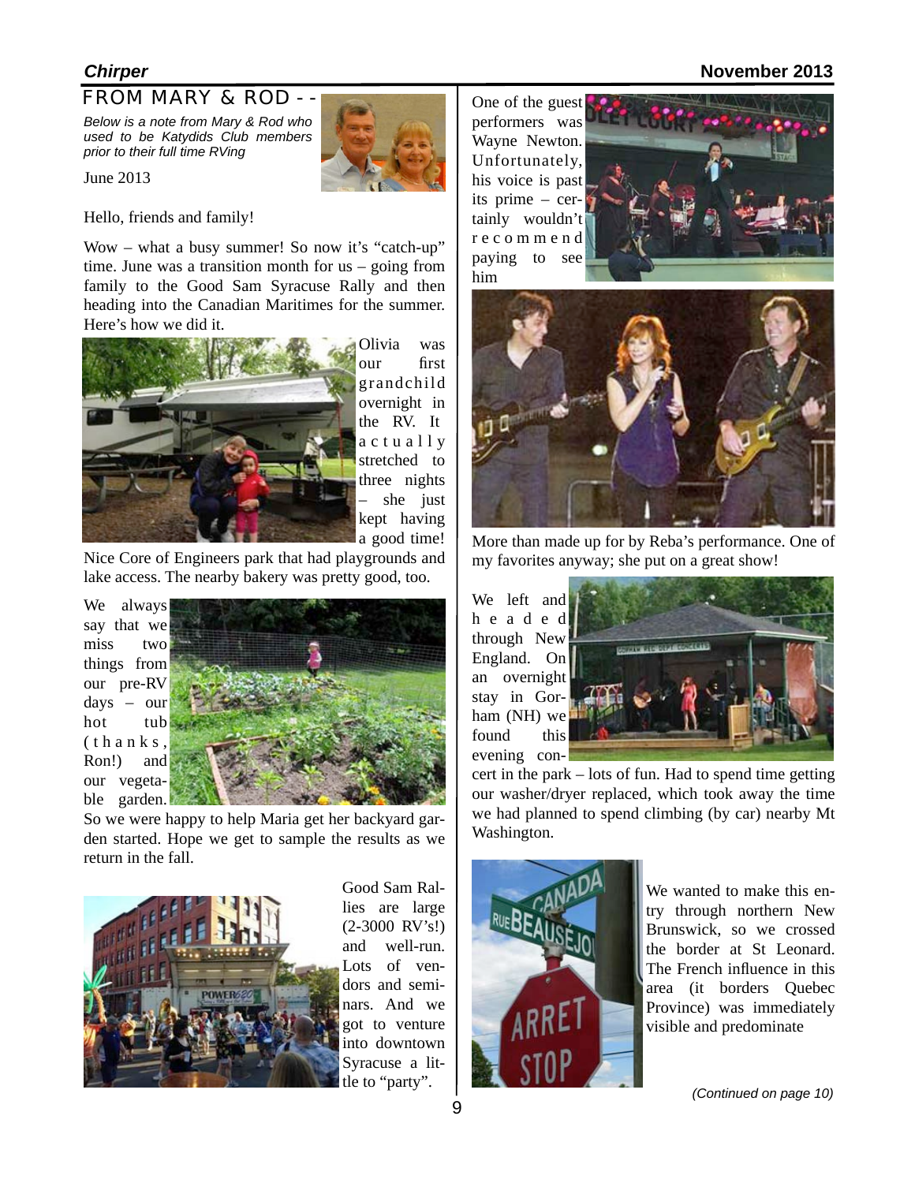## FROM MARY & ROD - -

*Below is a note from Mary & Rod who used to be Katydids Club members prior to their full time RVing*

June 2013

Hello, friends and family!

Wow – what a busy summer! So now it's "catch-up" time. June was a transition month for us – going from family to the Good Sam Syracuse Rally and then heading into the Canadian Maritimes for the summer. Here's how we did it.

Olivia was our first grandchild overnight in the RV. It actually stretched to three nights – she just kept having a good time! Nice Core of Engineers park that had playgrounds and lake access. The nearby bakery was pretty good, too.

We always say that we miss two things from our pre-RV days – our hot tub (thanks, Ron!) and our vegetable garden. So we were happy to help Maria get her backyard garden started. Hope we get to sample the results as we return in the fall.

Good Sam Rallies are large (2-3000 RV's!) and well-run. Lots of vendors and seminars. And we got to venture into downtown Syracuse a little to "party".

One of the guest performers was Wayne Newton. Unfortunately, his voice is past its prime – certainly wouldn't recommend paying to see him

More than made up for by Reba's performance. One of my favorites anyway; she put on a great show!

We left and headed through New England. On an overnight stay in Gorham (NH) we found this evening concert in the park – lots of fun. Had to spend time getting our washer/dryer replaced, which took away the time we had planned to spend climbing (by car) nearby Mt Washington.

We wanted to make this entry through northern New Brunswick, so we crossed the border at St Leonard. The French influence in this area (it borders Quebec Province) was immediately visible and predominate

*(Continued on page 10)*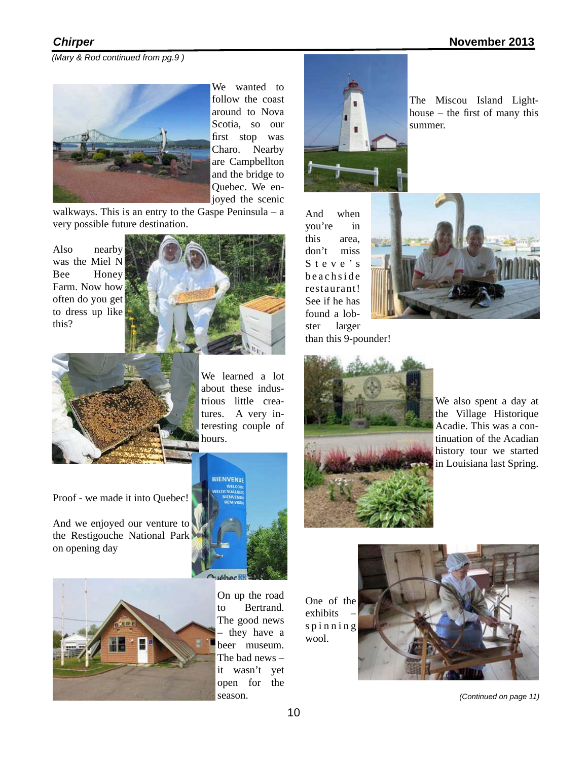*(Mary & Rod continued from pg.9 )*

We wanted to follow the coast around to Nova Scotia, so our first stop was Charo. Nearby are Campbellton and the bridge to Quebec. We enjoyed the scenic walkways. This is an entry to the Gaspe Peninsula – a very possible future destination.

Also nearby was the Miel N Bee Honey Farm. Now how often do you get to dress up like this?

We learned a lot about these industrious little creatures. A very interesting couple of hours.

Proof - we made it into Quebec!

And we enjoyed our venture to the Restigouche National Park on opening day

On up the road to Bertrand. The good news – they have a beer museum. The bad news – it wasn't yet open for the season.

The Miscou Island Lighthouse – the first of many this summer.

And when you're in this area, don't miss Steve's beachside restaurant! See if he has found a lobster larger than this 9-pounder!

We also spent a day at the Village Historique Acadie. This was a continuation of the Acadian history tour we started in Louisiana last Spring.

One of the exhibits – spinning wool.

*(Continued on page 11)*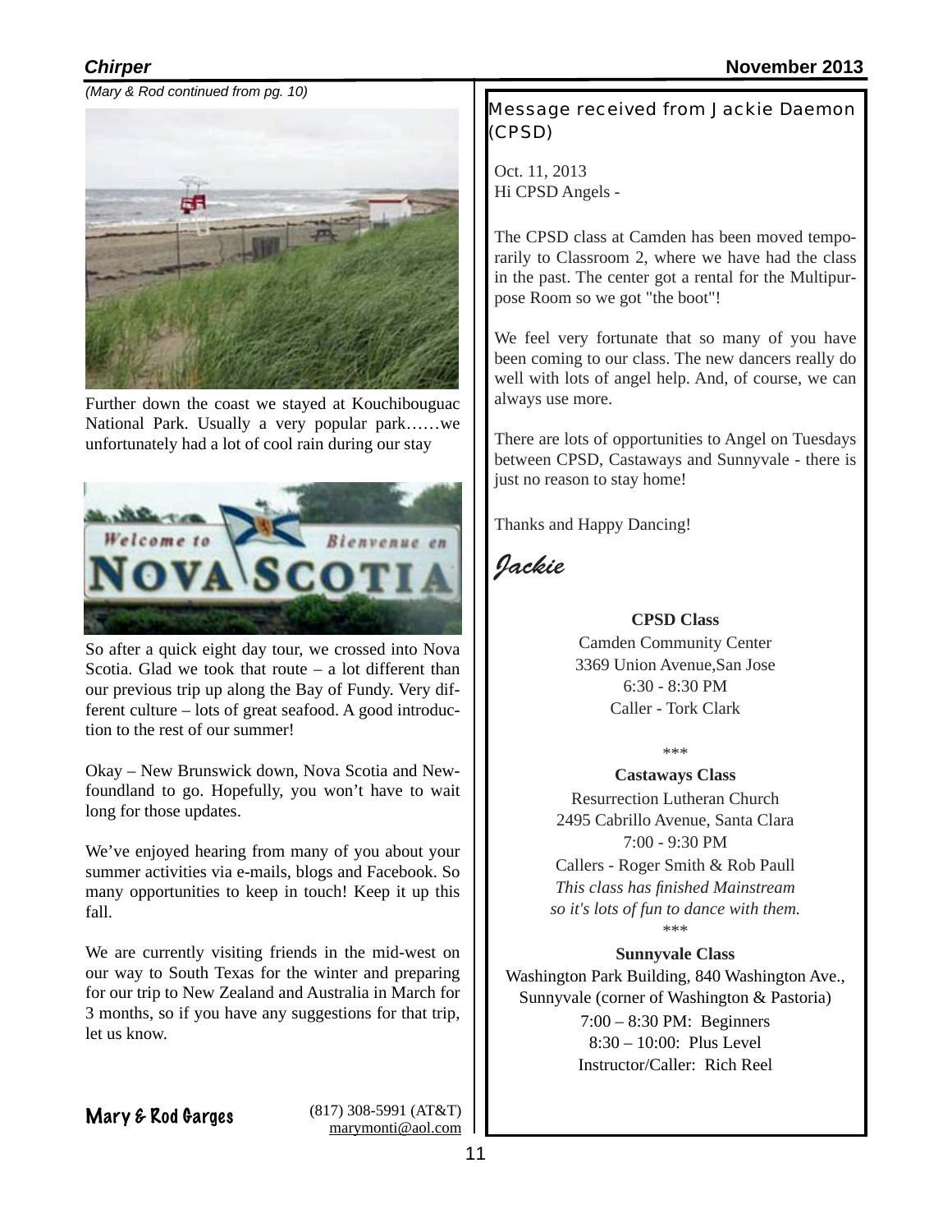*(Mary & Rod continued from pg. 10)*

Further down the coast we stayed at Kouchibouguac National Park. Usually a very popular park……we unfortunately had a lot of cool rain during our stay

So after a quick eight day tour, we crossed into Nova Scotia. Glad we took that route – a lot different than our previous trip up along the Bay of Fundy. Very different culture – lots of great seafood. A good introduction to the rest of our summer!

Okay – New Brunswick down, Nova Scotia and Newfoundland to go. Hopefully, you won't have to wait long for those updates.

We've enjoyed hearing from many of you about your summer activities via e-mails, blogs and Facebook. So many opportunities to keep in touch! Keep it up this fall.

We are currently visiting friends in the mid-west on our way to South Texas for the winter and preparing for our trip to New Zealand and Australia in March for 3 months, so if you have any suggestions for that trip, let us know.

**Mary & Rod Garges**

(817) 308-5991 (AT&T)
marymonti@aol.com

## Message received from Jackie Daemon (CPSD)

Oct. 11, 2013
Hi CPSD Angels -

The CPSD class at Camden has been moved temporarily to Classroom 2, where we have had the class in the past. The center got a rental for the Multipurpose Room so we got "the boot"!

We feel very fortunate that so many of you have been coming to our class. The new dancers really do well with lots of angel help. And, of course, we can always use more.

There are lots of opportunities to Angel on Tuesdays between CPSD, Castaways and Sunnyvale - there is just no reason to stay home!

Thanks and Happy Dancing!

*Jackie*

**CPSD Class**
Camden Community Center
3369 Union Avenue,San Jose
6:30 - 8:30 PM
Caller - Tork Clark

\*\*\*

**Castaways Class**
Resurrection Lutheran Church
2495 Cabrillo Avenue, Santa Clara
7:00 - 9:30 PM
Callers - Roger Smith & Rob Paull
*This class has finished Mainstream so it's lots of fun to dance with them.*

\*\*\*

**Sunnyvale Class**
Washington Park Building, 840 Washington Ave., Sunnyvale (corner of Washington & Pastoria)
7:00 – 8:30 PM: Beginners
8:30 – 10:00: Plus Level
Instructor/Caller: Rich Reel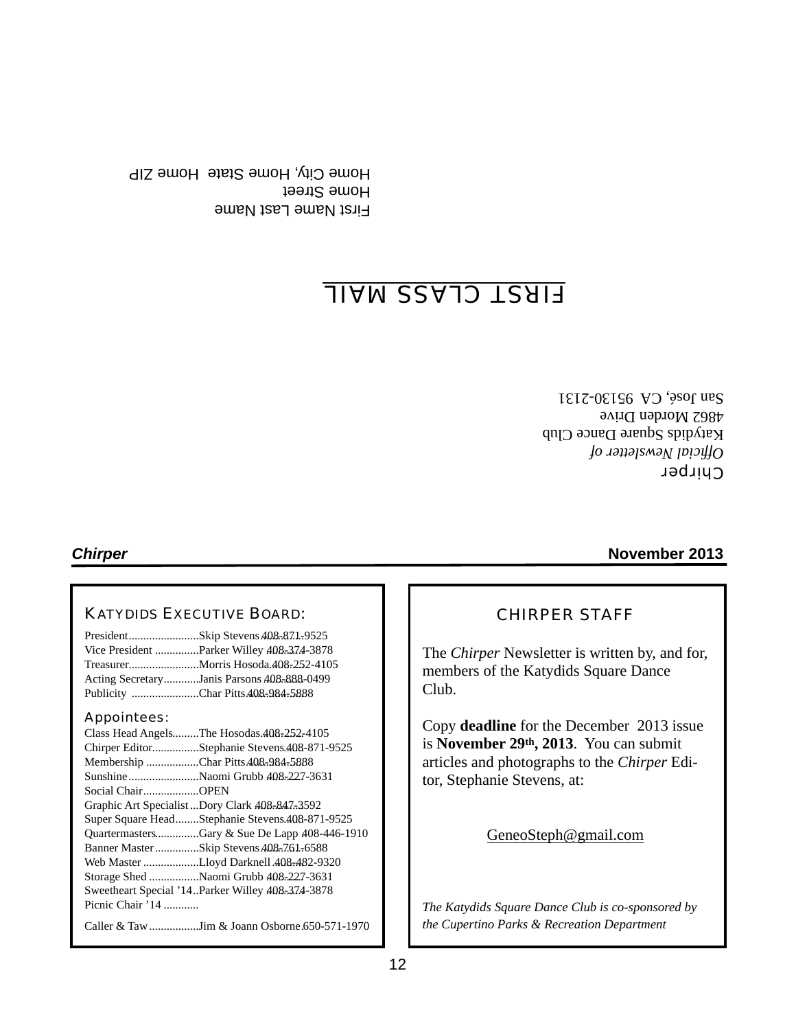First Name Last Name
Home Street
Home City, Home State Home ZIP

FIRST CLASS MAIL

Chirper
*Official Newsletter of*
Katydids Square Dance Club
4862 Morden Drive
San José, CA 95130-2131

## KATYDIDS EXECUTIVE BOARD:

President........................Skip Stevens 408-871-9525
Vice President ...............Parker Willey 408-374-3878
Treasurer........................Morris Hosoda 408-252-4105
Acting Secretary............Janis Parsons 408-888-0499
Publicity .......................Char Pitts 408-984-5888

### Appointees:

Class Head Angels.........The Hosodas 408-252-4105
Chirper Editor................Stephanie Stevens 408-871-9525
Membership ..................Char Pitts 408-984-5888
Sunshine........................Naomi Grubb 408-227-3631
Social Chair...................OPEN
Graphic Art Specialist ...Dory Clark 408-847-3592
Super Square Head........Stephanie Stevens 408-871-9525
Quartermasters...............Gary & Sue De Lapp 408-446-1910
Banner Master ...............Skip Stevens 408-761-6588
Web Master ...................Lloyd Darknell 408-482-9320
Storage Shed .................Naomi Grubb 408-227-3631
Sweetheart Special '14..Parker Willey 408-374-3878
Picnic Chair '14 ............

Caller & Taw .................Jim & Joann Osborne 650-571-1970

## CHIRPER STAFF

The *Chirper* Newsletter is written by, and for, members of the Katydids Square Dance Club.

Copy **deadline** for the December 2013 issue is **November 29th, 2013**. You can submit articles and photographs to the *Chirper* Editor, Stephanie Stevens, at:

GeneoSteph@gmail.com

*The Katydids Square Dance Club is co-sponsored by the Cupertino Parks & Recreation Department*